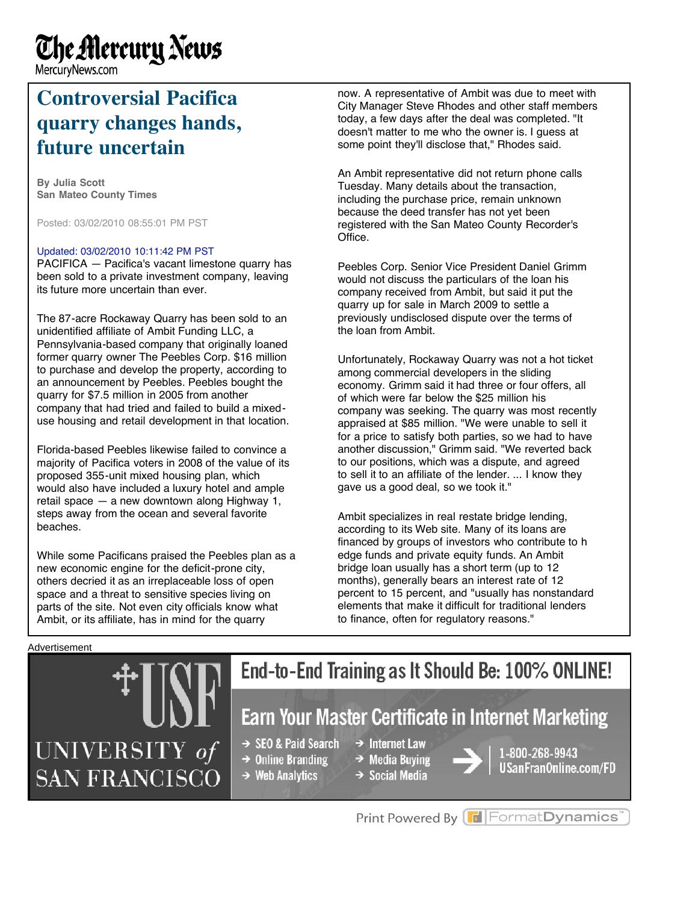# Controversial Pacifica quarry changes hands, future uncertain

**By Julia Scott**
**San Mateo County Times**

Posted: 03/02/2010 08:55:01 PM PST

Updated: 03/02/2010 10:11:42 PM PST

PACIFICA — Pacifica's vacant limestone quarry has been sold to a private investment company, leaving its future more uncertain than ever.

The 87-acre Rockaway Quarry has been sold to an unidentified affiliate of Ambit Funding LLC, a Pennsylvania-based company that originally loaned former quarry owner The Peebles Corp. $16 million to purchase and develop the property, according to an announcement by Peebles. Peebles bought the quarry for $7.5 million in 2005 from another company that had tried and failed to build a mixed-use housing and retail development in that location.

Florida-based Peebles likewise failed to convince a majority of Pacifica voters in 2008 of the value of its proposed 355-unit mixed housing plan, which would also have included a luxury hotel and ample retail space — a new downtown along Highway 1, steps away from the ocean and several favorite beaches.

While some Pacificans praised the Peebles plan as a new economic engine for the deficit-prone city, others decried it as an irreplaceable loss of open space and a threat to sensitive species living on parts of the site. Not even city officials know what Ambit, or its affiliate, has in mind for the quarry now. A representative of Ambit was due to meet with City Manager Steve Rhodes and other staff members today, a few days after the deal was completed. "It doesn't matter to me who the owner is. I guess at some point they'll disclose that," Rhodes said.

An Ambit representative did not return phone calls Tuesday. Many details about the transaction, including the purchase price, remain unknown because the deed transfer has not yet been registered with the San Mateo County Recorder's Office.

Peebles Corp. Senior Vice President Daniel Grimm would not discuss the particulars of the loan his company received from Ambit, but said it put the quarry up for sale in March 2009 to settle a previously undisclosed dispute over the terms of the loan from Ambit.

Unfortunately, Rockaway Quarry was not a hot ticket among commercial developers in the sliding economy. Grimm said it had three or four offers, all of which were far below the $25 million his company was seeking. The quarry was most recently appraised at $85 million. "We were unable to sell it for a price to satisfy both parties, so we had to have another discussion," Grimm said. "We reverted back to our positions, which was a dispute, and agreed to sell it to an affiliate of the lender. ... I know they gave us a good deal, so we took it."

Ambit specializes in real restate bridge lending, according to its Web site. Many of its loans are financed by groups of investors who contribute to h edge funds and private equity funds. An Ambit bridge loan usually has a short term (up to 12 months), generally bears an interest rate of 12 percent to 15 percent, and "usually has nonstandard elements that make it difficult for traditional lenders to finance, often for regulatory reasons."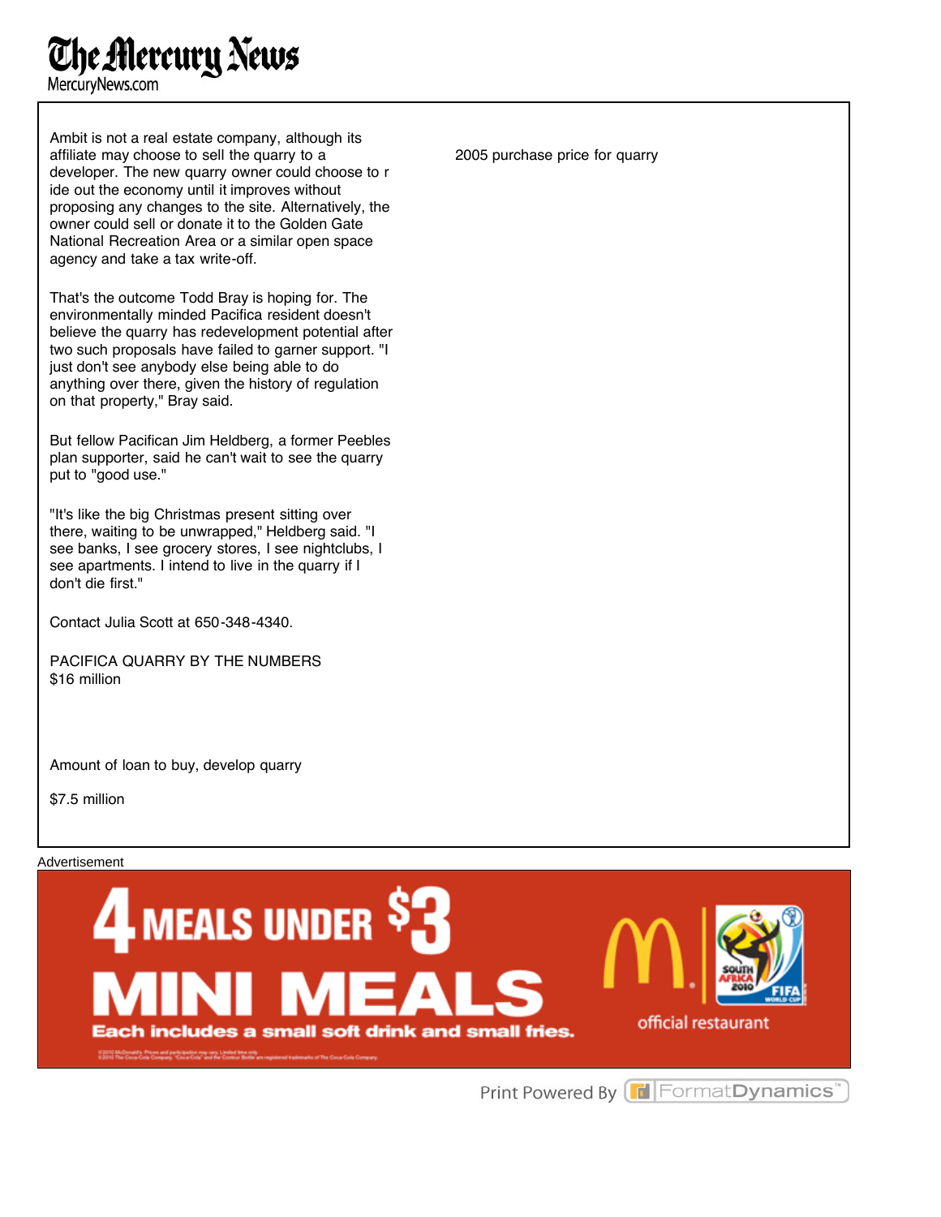Ambit is not a real estate company, although its affiliate may choose to sell the quarry to a developer. The new quarry owner could choose to ride out the economy until it improves without proposing any changes to the site. Alternatively, the owner could sell or donate it to the Golden Gate National Recreation Area or a similar open space agency and take a tax write-off.

That's the outcome Todd Bray is hoping for. The environmentally minded Pacifica resident doesn't believe the quarry has redevelopment potential after two such proposals have failed to garner support. "I just don't see anybody else being able to do anything over there, given the history of regulation on that property," Bray said.

But fellow Pacifican Jim Heldberg, a former Peebles plan supporter, said he can't wait to see the quarry put to "good use."

"It's like the big Christmas present sitting over there, waiting to be unwrapped," Heldberg said. "I see banks, I see grocery stores, I see nightclubs, I see apartments. I intend to live in the quarry if I don't die first."

Contact Julia Scott at 650-348-4340.

PACIFICA QUARRY BY THE NUMBERS

$16 million

2005 purchase price for quarry

Amount of loan to buy, develop quarry

$7.5 million